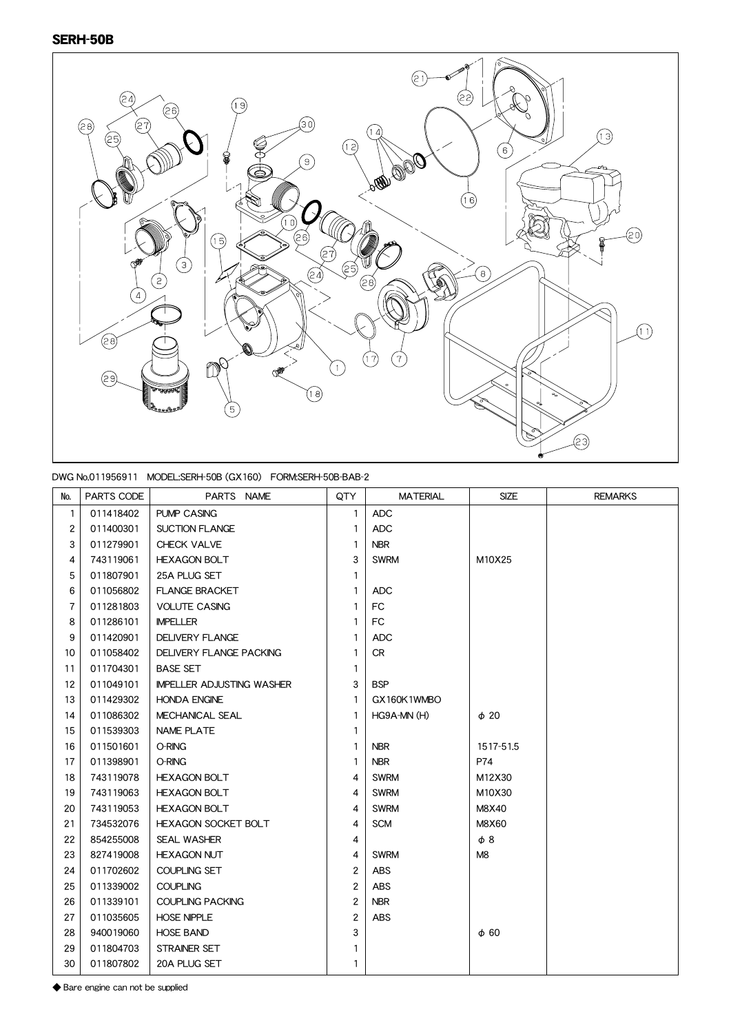## SERH-50B

DWG No.011956911　MODEL:SERH-50B (GX160)　FORM:SERH-50B-BAB-2

| No. | PARTS CODE | PARTS NAME | QTY | MATERIAL | SIZE | REMARKS |
|---|---|---|---|---|---|---|
| 1 | 011418402 | PUMP CASING | 1 | ADC | | |
| 2 | 011400301 | SUCTION FLANGE | 1 | ADC | | |
| 3 | 011279901 | CHECK VALVE | 1 | NBR | | |
| 4 | 743119061 | HEXAGON BOLT | 3 | SWRM | M10X25 | |
| 5 | 011807901 | 25A PLUG SET | 1 | | | |
| 6 | 011056802 | FLANGE BRACKET | 1 | ADC | | |
| 7 | 011281803 | VOLUTE CASING | 1 | FC | | |
| 8 | 011286101 | IMPELLER | 1 | FC | | |
| 9 | 011420901 | DELIVERY FLANGE | 1 | ADC | | |
| 10 | 011058402 | DELIVERY FLANGE PACKING | 1 | CR | | |
| 11 | 011704301 | BASE SET | 1 | | | |
| 12 | 011049101 | IMPELLER ADJUSTING WASHER | 3 | BSP | | |
| 13 | 011429302 | HONDA ENGINE | 1 | GX160K1WMBO | | |
| 14 | 011086302 | MECHANICAL SEAL | 1 | HG9A-MN (H) | φ 20 | |
| 15 | 011539303 | NAME PLATE | 1 | | | |
| 16 | 011501601 | O-RING | 1 | NBR | 1517-51.5 | |
| 17 | 011398901 | O-RING | 1 | NBR | P74 | |
| 18 | 743119078 | HEXAGON BOLT | 4 | SWRM | M12X30 | |
| 19 | 743119063 | HEXAGON BOLT | 4 | SWRM | M10X30 | |
| 20 | 743119053 | HEXAGON BOLT | 4 | SWRM | M8X40 | |
| 21 | 734532076 | HEXAGON SOCKET BOLT | 4 | SCM | M8X60 | |
| 22 | 854255008 | SEAL WASHER | 4 | | φ 8 | |
| 23 | 827419008 | HEXAGON NUT | 4 | SWRM | M8 | |
| 24 | 011702602 | COUPLING SET | 2 | ABS | | |
| 25 | 011339002 | COUPLING | 2 | ABS | | |
| 26 | 011339101 | COUPLING PACKING | 2 | NBR | | |
| 27 | 011035605 | HOSE NIPPLE | 2 | ABS | | |
| 28 | 940019060 | HOSE BAND | 3 | | φ 60 | |
| 29 | 011804703 | STRAINER SET | 1 | | | |
| 30 | 011807802 | 20A PLUG SET | 1 | | | |

◆ Bare engine can not be supplied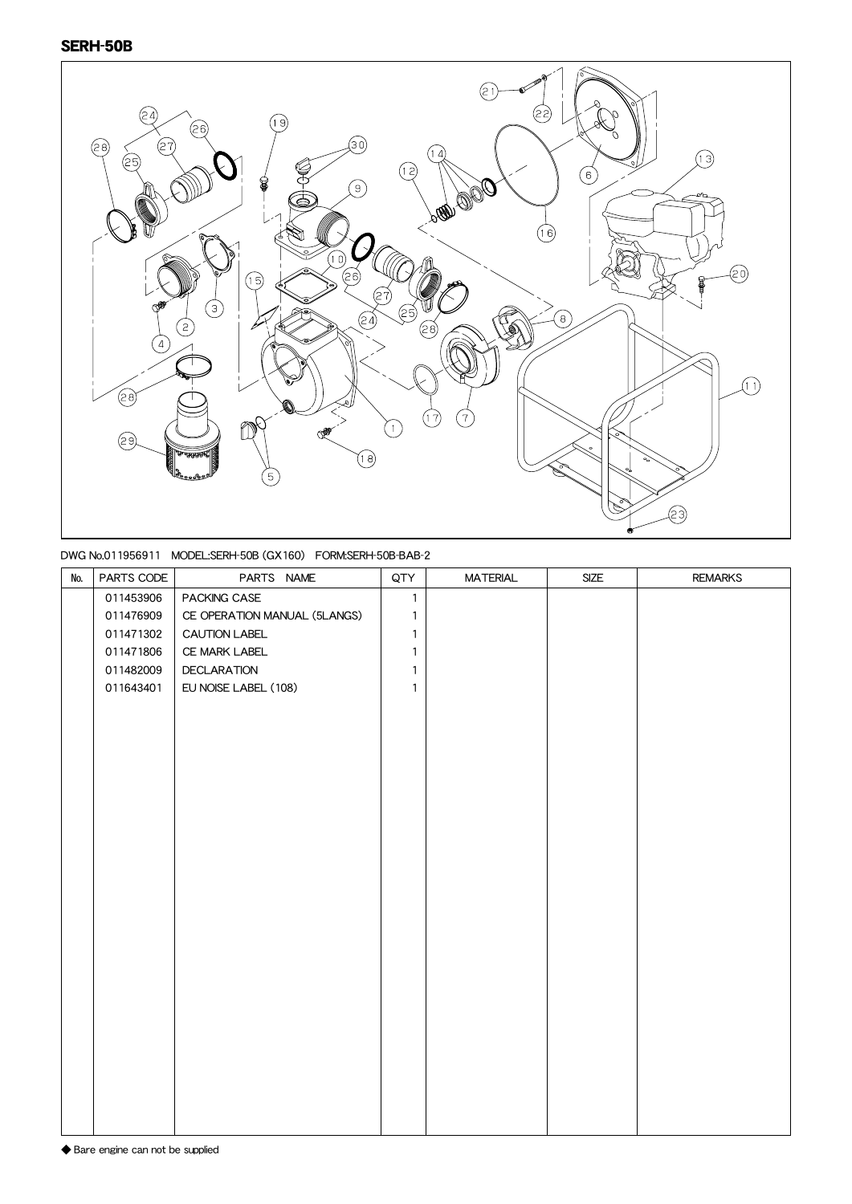## SERH-50B

DWG No.011956911 MODEL:SERH-50B (GX160) FORM:SERH-50B-BAB-2

| No. | PARTS CODE | PARTS NAME | QTY | MATERIAL | SIZE | REMARKS |
|---|---|---|---|---|---|---|
| | 011453906 | PACKING CASE | 1 | | | |
| | 011476909 | CE OPERATION MANUAL (5LANGS) | 1 | | | |
| | 011471302 | CAUTION LABEL | 1 | | | |
| | 011471806 | CE MARK LABEL | 1 | | | |
| | 011482009 | DECLARATION | 1 | | | |
| | 011643401 | EU NOISE LABEL (108) | 1 | | | |

◆ Bare engine can not be supplied